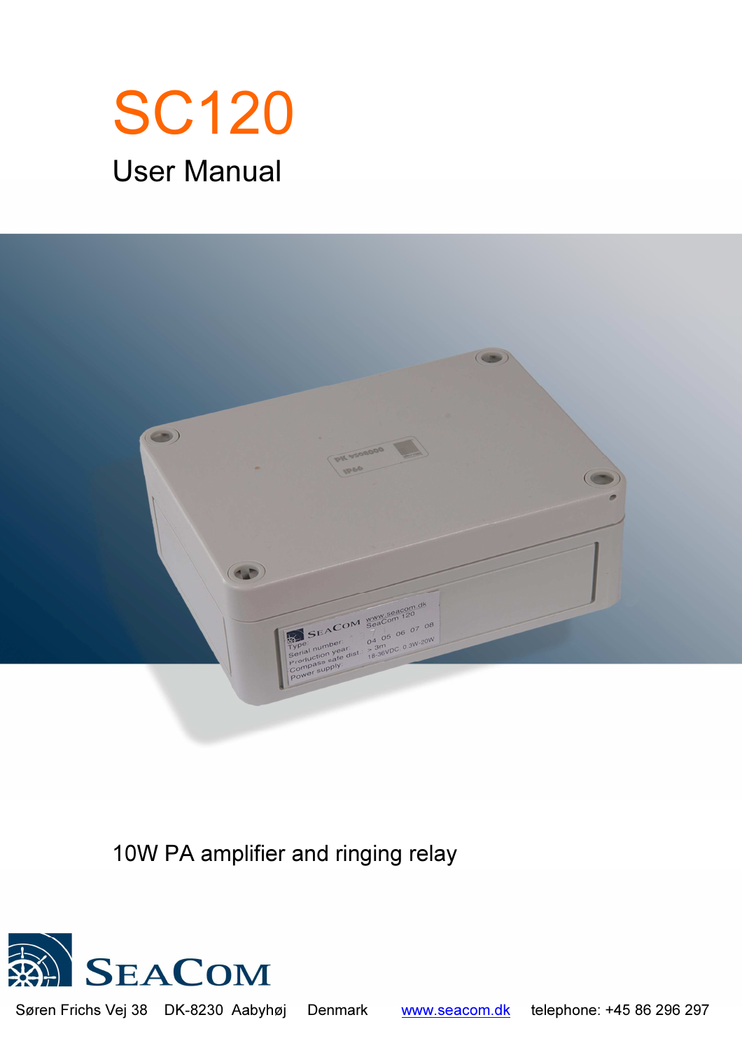# SC120

## User Manual

10W PA amplifier and ringing relay

SEACOM

Søren Frichs Vej 38   DK-8230 Aabyhøj   Denmark   www.seacom.dk   telephone: +45 86 296 297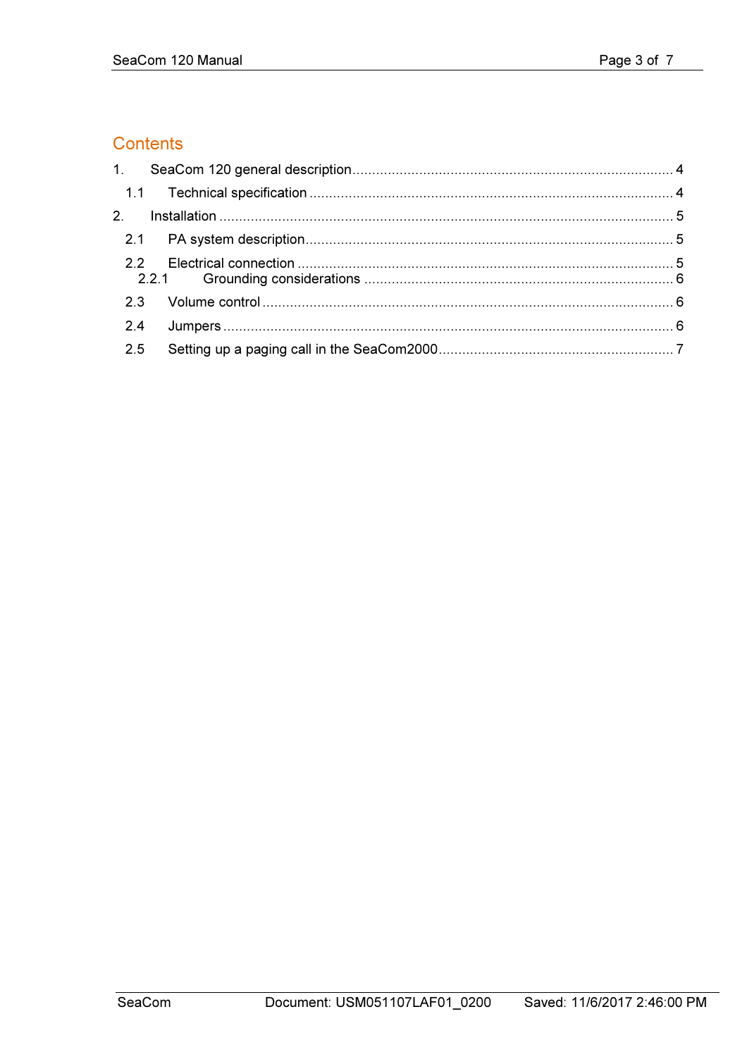## Contents

1. SeaCom 120 general description ..... 4
   - 1.1 Technical specification ..... 4
2. Installation ..... 5
   - 2.1 PA system description ..... 5
   - 2.2 Electrical connection ..... 5
     - 2.2.1 Grounding considerations ..... 6
   - 2.3 Volume control ..... 6
   - 2.4 Jumpers ..... 6
   - 2.5 Setting up a paging call in the SeaCom2000 ..... 7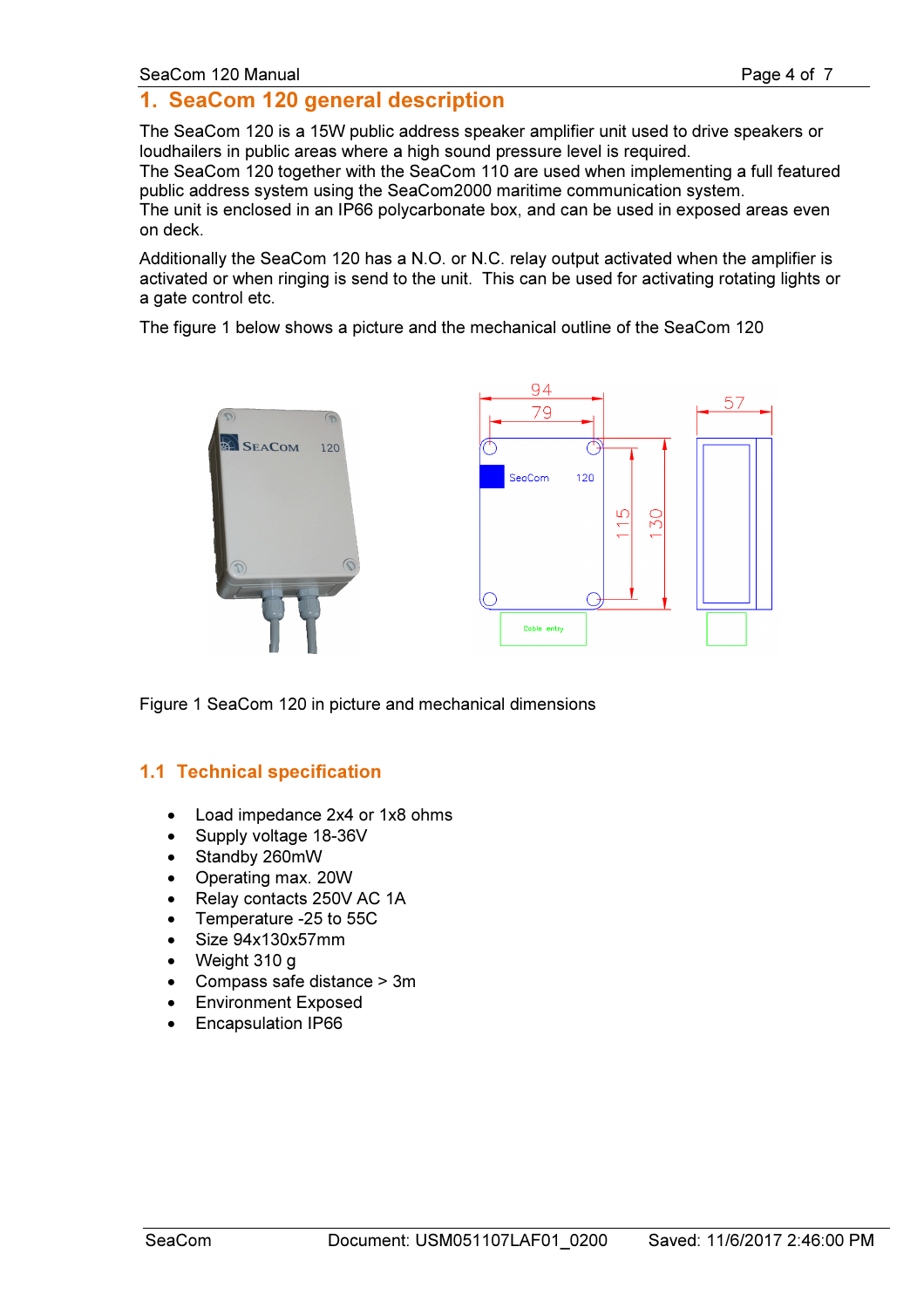# 1. SeaCom 120 general description

The SeaCom 120 is a 15W public address speaker amplifier unit used to drive speakers or loudhailers in public areas where a high sound pressure level is required.
The SeaCom 120 together with the SeaCom 110 are used when implementing a full featured public address system using the SeaCom2000 maritime communication system.
The unit is enclosed in an IP66 polycarbonate box, and can be used in exposed areas even on deck.

Additionally the SeaCom 120 has a N.O. or N.C. relay output activated when the amplifier is activated or when ringing is send to the unit. This can be used for activating rotating lights or a gate control etc.

The figure 1 below shows a picture and the mechanical outline of the SeaCom 120

Figure 1 SeaCom 120 in picture and mechanical dimensions

## 1.1 Technical specification

- Load impedance 2x4 or 1x8 ohms
- Supply voltage 18-36V
- Standby 260mW
- Operating max. 20W
- Relay contacts 250V AC 1A
- Temperature -25 to 55C
- Size 94x130x57mm
- Weight 310 g
- Compass safe distance > 3m
- Environment Exposed
- Encapsulation IP66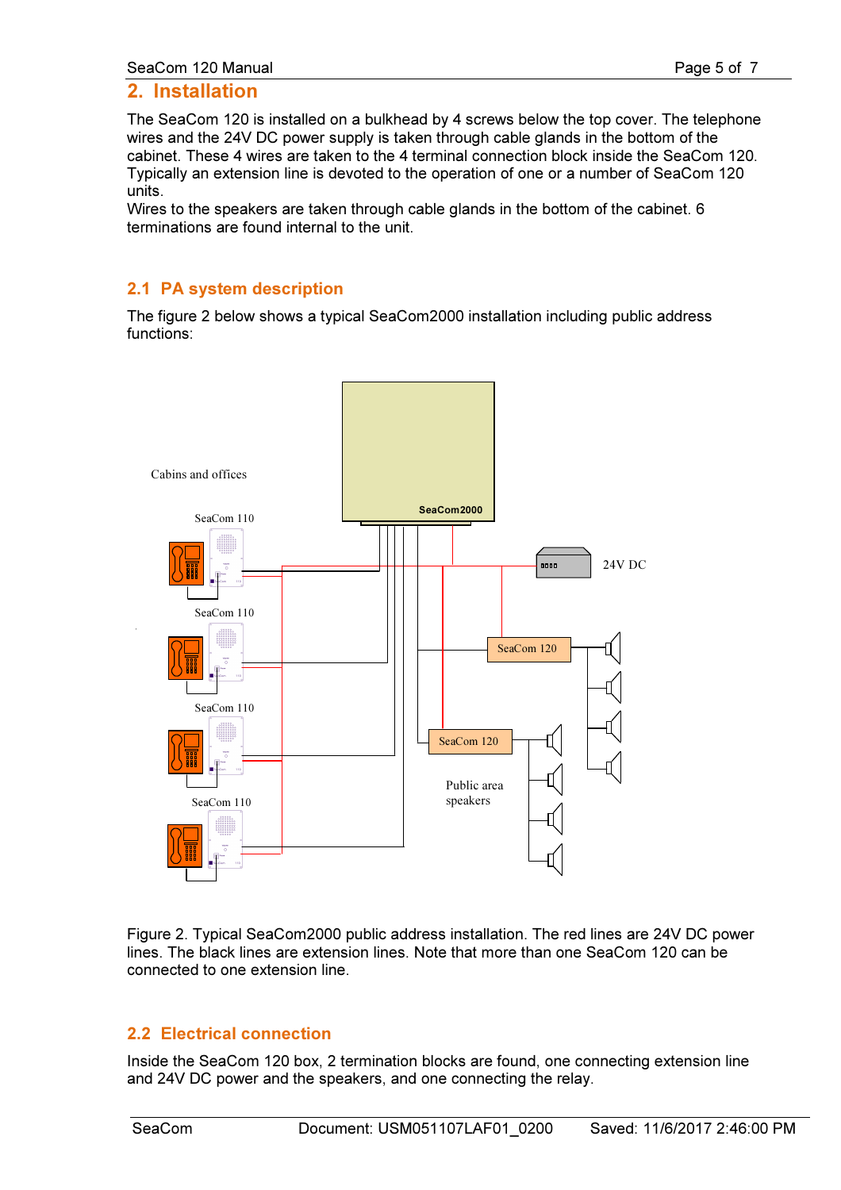## 2. Installation

The SeaCom 120 is installed on a bulkhead by 4 screws below the top cover. The telephone wires and the 24V DC power supply is taken through cable glands in the bottom of the cabinet. These 4 wires are taken to the 4 terminal connection block inside the SeaCom 120. Typically an extension line is devoted to the operation of one or a number of SeaCom 120 units.
Wires to the speakers are taken through cable glands in the bottom of the cabinet. 6 terminations are found internal to the unit.

### 2.1 PA system description

The figure 2 below shows a typical SeaCom2000 installation including public address functions:

Figure 2. Typical SeaCom2000 public address installation. The red lines are 24V DC power lines. The black lines are extension lines. Note that more than one SeaCom 120 can be connected to one extension line.

### 2.2 Electrical connection

Inside the SeaCom 120 box, 2 termination blocks are found, one connecting extension line and 24V DC power and the speakers, and one connecting the relay.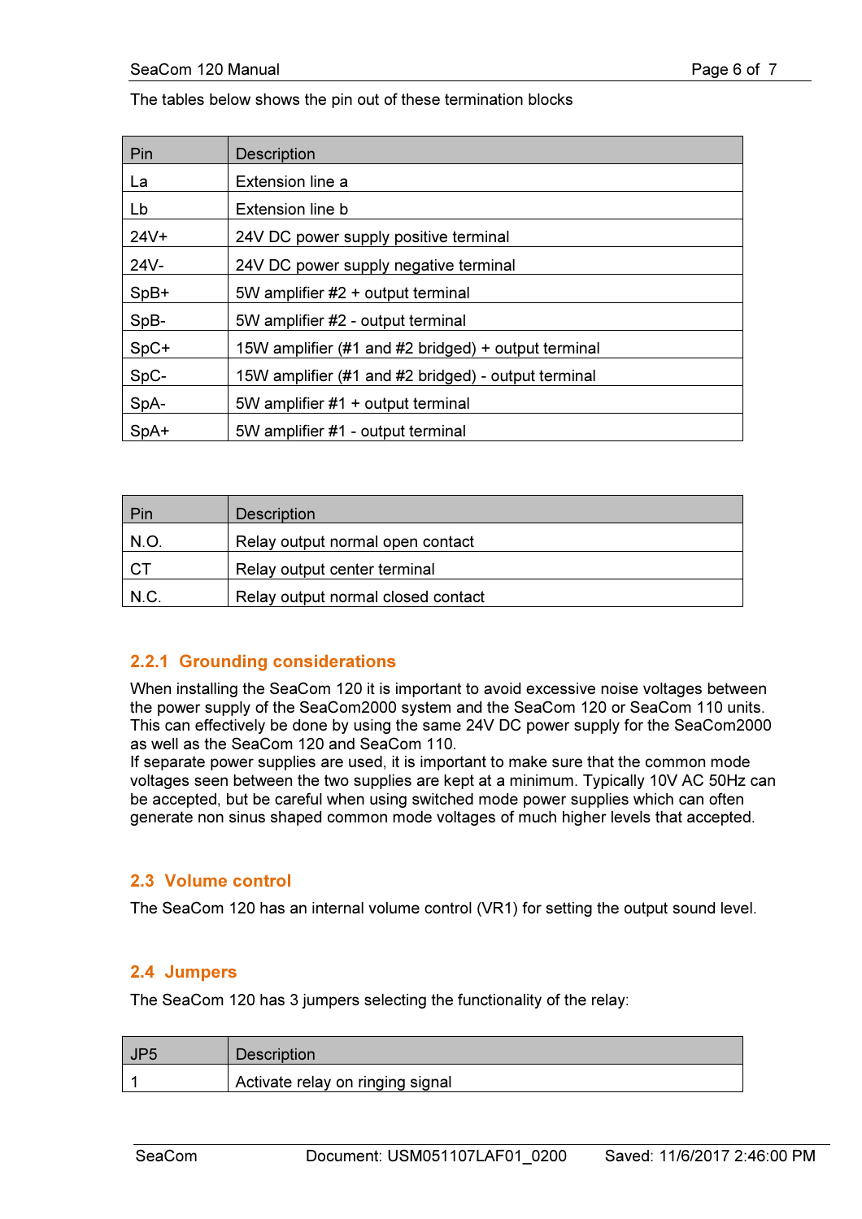The tables below shows the pin out of these termination blocks

| Pin | Description |
| --- | --- |
| La | Extension line a |
| Lb | Extension line b |
| 24V+ | 24V DC power supply positive terminal |
| 24V- | 24V DC power supply negative terminal |
| SpB+ | 5W amplifier #2 + output terminal |
| SpB- | 5W amplifier #2 - output terminal |
| SpC+ | 15W amplifier (#1 and #2 bridged) + output terminal |
| SpC- | 15W amplifier (#1 and #2 bridged) - output terminal |
| SpA- | 5W amplifier #1 + output terminal |
| SpA+ | 5W amplifier #1 - output terminal |

| Pin | Description |
| --- | --- |
| N.O. | Relay output normal open contact |
| CT | Relay output center terminal |
| N.C. | Relay output normal closed contact |

### 2.2.1 Grounding considerations

When installing the SeaCom 120 it is important to avoid excessive noise voltages between the power supply of the SeaCom2000 system and the SeaCom 120 or SeaCom 110 units. This can effectively be done by using the same 24V DC power supply for the SeaCom2000 as well as the SeaCom 120 and SeaCom 110.
If separate power supplies are used, it is important to make sure that the common mode voltages seen between the two supplies are kept at a minimum. Typically 10V AC 50Hz can be accepted, but be careful when using switched mode power supplies which can often generate non sinus shaped common mode voltages of much higher levels that accepted.

## 2.3 Volume control

The SeaCom 120 has an internal volume control (VR1) for setting the output sound level.

## 2.4 Jumpers

The SeaCom 120 has 3 jumpers selecting the functionality of the relay:

| JP5 | Description |
| --- | --- |
| 1 | Activate relay on ringing signal |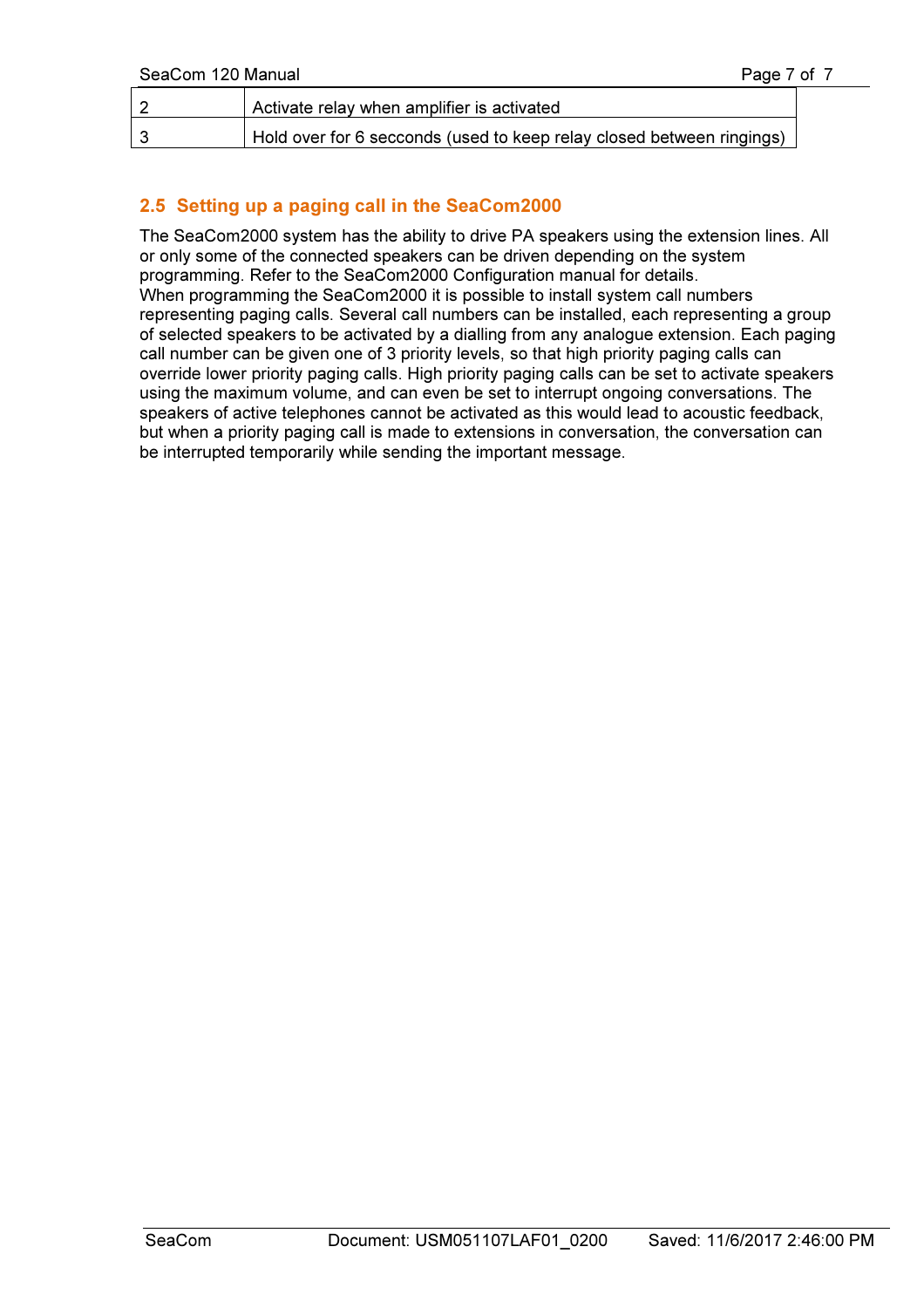| | |
|---|---|
| 2 | Activate relay when amplifier is activated |
| 3 | Hold over for 6 secconds (used to keep relay closed between ringings) |

## 2.5 Setting up a paging call in the SeaCom2000

The SeaCom2000 system has the ability to drive PA speakers using the extension lines. All or only some of the connected speakers can be driven depending on the system programming. Refer to the SeaCom2000 Configuration manual for details.
When programming the SeaCom2000 it is possible to install system call numbers representing paging calls. Several call numbers can be installed, each representing a group of selected speakers to be activated by a dialling from any analogue extension. Each paging call number can be given one of 3 priority levels, so that high priority paging calls can override lower priority paging calls. High priority paging calls can be set to activate speakers using the maximum volume, and can even be set to interrupt ongoing conversations. The speakers of active telephones cannot be activated as this would lead to acoustic feedback, but when a priority paging call is made to extensions in conversation, the conversation can be interrupted temporarily while sending the important message.